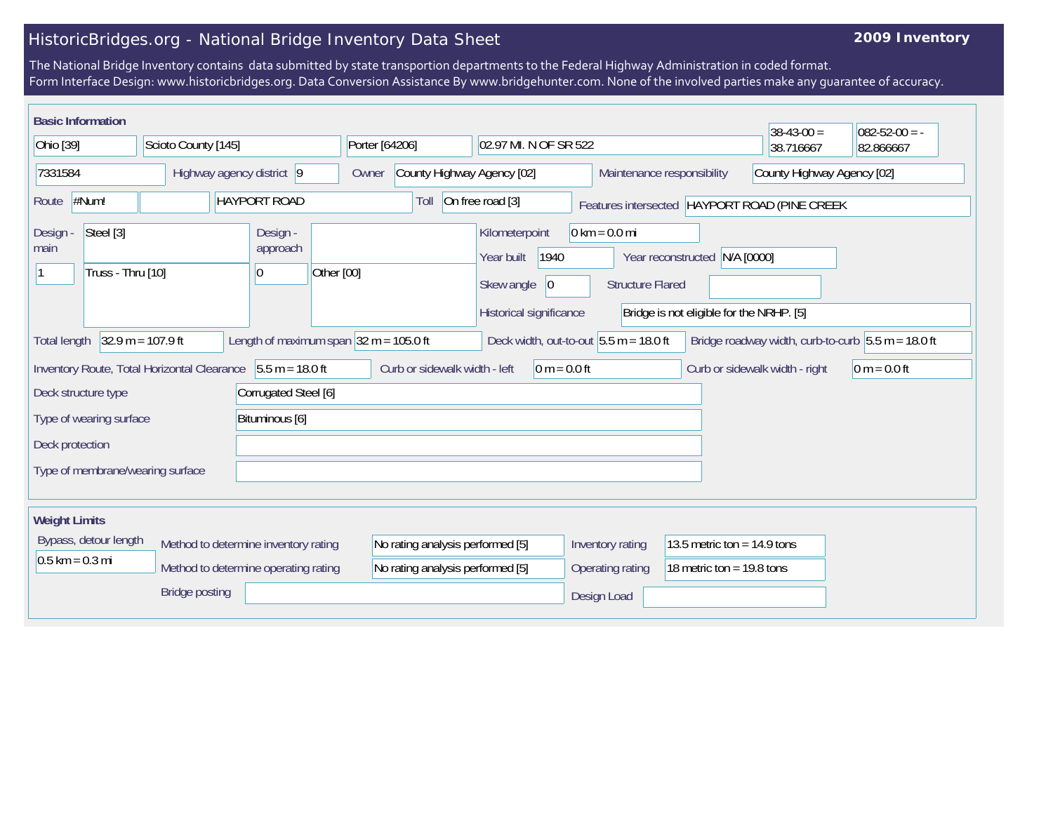# HistoricBridges.org - National Bridge Inventory Data Sheet

**2009 Inventory**

The National Bridge Inventory contains data submitted by state transportion departments to the Federal Highway Administration in coded format.
Form Interface Design: www.historicbridges.org. Data Conversion Assistance By www.bridgehunter.com. None of the involved parties make any guarantee of accuracy.

## Basic Information

| | |
|---|---|
| State | Ohio [39] |
| County | Scioto County [145] |
| Place | Porter [64206] |
| Location | 02.97 MI. N OF SR 522 |
| Latitude | 38-43-00 = 38.716667 |
| Longitude | 082-52-00 = -82.866667 |
| Structure Number | 7331584 |
| Highway agency district | 9 |
| Owner | County Highway Agency [02] |
| Maintenance responsibility | County Highway Agency [02] |
| Route | #Num! |
| Facility carried | HAYPORT ROAD |
| Toll | On free road [3] |
| Features intersected | HAYPORT ROAD (PINE CREEK |
| Design - main | Steel [3] |
| Design - main (spans) | 1 |
| Design - main (type) | Truss - Thru [10] |
| Design - approach | |
| Design - approach (spans) | 0 |
| Design - approach (type) | Other [00] |
| Kilometerpoint | 0 km = 0.0 mi |
| Year built | 1940 |
| Year reconstructed | N/A [0000] |
| Skew angle | 0 |
| Structure Flared | |
| Historical significance | Bridge is not eligible for the NRHP. [5] |
| Total length | 32.9 m = 107.9 ft |
| Length of maximum span | 32 m = 105.0 ft |
| Deck width, out-to-out | 5.5 m = 18.0 ft |
| Bridge roadway width, curb-to-curb | 5.5 m = 18.0 ft |
| Inventory Route, Total Horizontal Clearance | 5.5 m = 18.0 ft |
| Curb or sidewalk width - left | 0 m = 0.0 ft |
| Curb or sidewalk width - right | 0 m = 0.0 ft |
| Deck structure type | Corrugated Steel [6] |
| Type of wearing surface | Bituminous [6] |
| Deck protection | |
| Type of membrane/wearing surface | |

## Weight Limits

| | |
|---|---|
| Bypass, detour length | 0.5 km = 0.3 mi |
| Method to determine inventory rating | No rating analysis performed [5] |
| Method to determine operating rating | No rating analysis performed [5] |
| Inventory rating | 13.5 metric ton = 14.9 tons |
| Operating rating | 18 metric ton = 19.8 tons |
| Bridge posting | |
| Design Load | |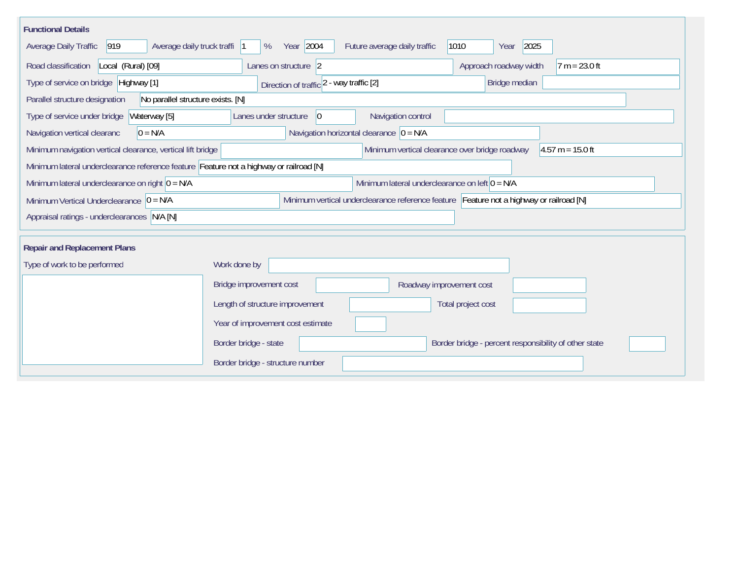## Functional Details

| Field | Value |
|---|---|
| Average Daily Traffic | 919 |
| Average daily truck traffi | 1 % |
| Year | 2004 |
| Future average daily traffic | 1010 |
| Year | 2025 |
| Road classification | Local (Rural) [09] |
| Lanes on structure | 2 |
| Approach roadway width | 7 m = 23.0 ft |
| Type of service on bridge | Highway [1] |
| Direction of traffic | 2 - way traffic [2] |
| Bridge median | |
| Parallel structure designation | No parallel structure exists. [N] |
| Type of service under bridge | Waterway [5] |
| Lanes under structure | 0 |
| Navigation control | |
| Navigation vertical clearanc | 0 = N/A |
| Navigation horizontal clearance | 0 = N/A |
| Minimum navigation vertical clearance, vertical lift bridge | |
| Minimum vertical clearance over bridge roadway | 4.57 m = 15.0 ft |
| Minimum lateral underclearance reference feature | Feature not a highway or railroad [N] |
| Minimum lateral underclearance on right | 0 = N/A |
| Minimum lateral underclearance on left | 0 = N/A |
| Minimum Vertical Underclearance | 0 = N/A |
| Minimum vertical underclearance reference feature | Feature not a highway or railroad [N] |
| Appraisal ratings - underclearances | N/A [N] |

## Repair and Replacement Plans

| Field | Value |
|---|---|
| Type of work to be performed | |
| Work done by | |
| Bridge improvement cost | |
| Roadway improvement cost | |
| Length of structure improvement | |
| Total project cost | |
| Year of improvement cost estimate | |
| Border bridge - state | |
| Border bridge - percent responsibility of other state | |
| Border bridge - structure number | |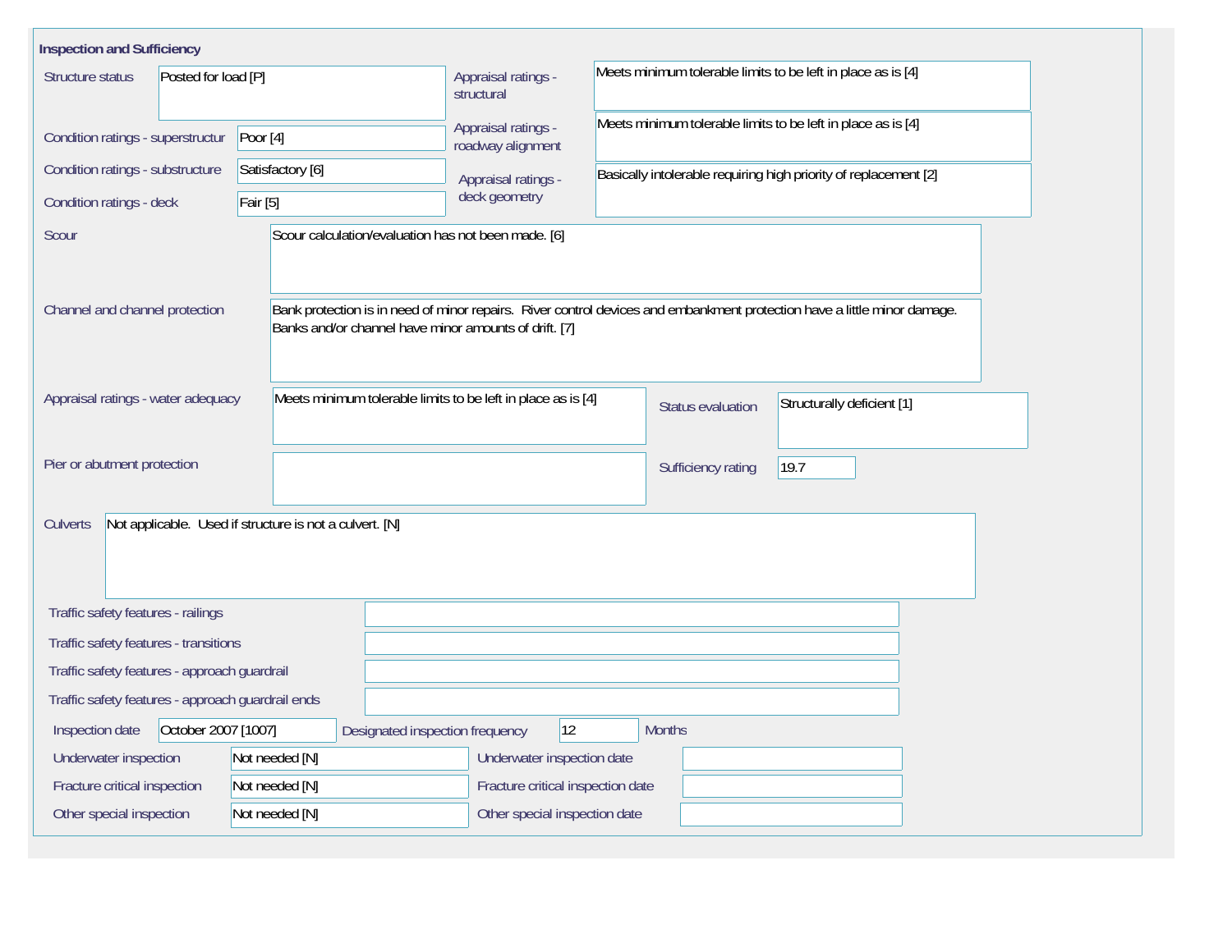## Inspection and Sufficiency

| Field | Value |
|---|---|
| Structure status | Posted for load [P] |
| Condition ratings - superstructur | Poor [4] |
| Condition ratings - substructure | Satisfactory [6] |
| Condition ratings - deck | Fair [5] |
| Appraisal ratings - structural | Meets minimum tolerable limits to be left in place as is [4] |
| Appraisal ratings - roadway alignment | Meets minimum tolerable limits to be left in place as is [4] |
| Appraisal ratings - deck geometry | Basically intolerable requiring high priority of replacement [2] |
| Scour | Scour calculation/evaluation has not been made. [6] |
| Channel and channel protection | Bank protection is in need of minor repairs. River control devices and embankment protection have a little minor damage. Banks and/or channel have minor amounts of drift. [7] |
| Appraisal ratings - water adequacy | Meets minimum tolerable limits to be left in place as is [4] |
| Status evaluation | Structurally deficient [1] |
| Pier or abutment protection | |
| Sufficiency rating | 19.7 |
| Culverts | Not applicable. Used if structure is not a culvert. [N] |
| Traffic safety features - railings | |
| Traffic safety features - transitions | |
| Traffic safety features - approach guardrail | |
| Traffic safety features - approach guardrail ends | |
| Inspection date | October 2007 [1007] |
| Designated inspection frequency | 12 Months |
| Underwater inspection | Not needed [N] |
| Underwater inspection date | |
| Fracture critical inspection | Not needed [N] |
| Fracture critical inspection date | |
| Other special inspection | Not needed [N] |
| Other special inspection date | |